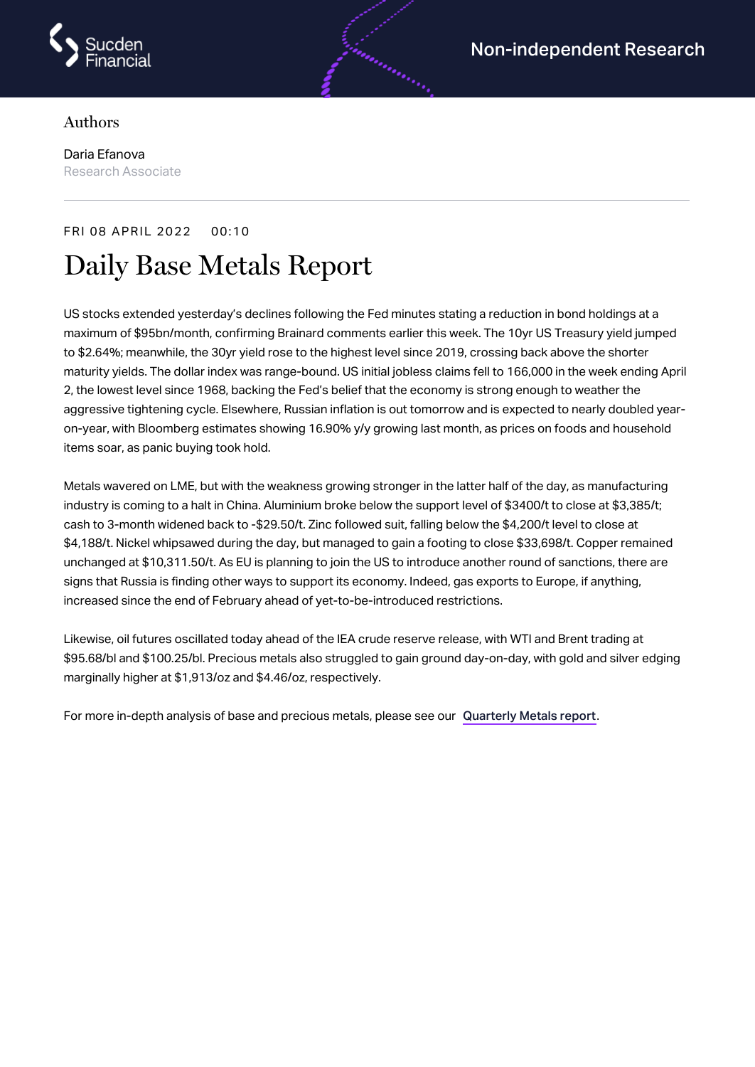Non-independent Research

Authors

Daria Efanova
Research Associate

FRI 08 APRIL 2022 00:10

# Daily Base Metals Report

US stocks extended yesterday's declines following the Fed minutes stating a reduction in bond holdings at a maximum of $95bn/month, confirming Brainard comments earlier this week. The 10yr US Treasury yield jumped to $2.64%; meanwhile, the 30yr yield rose to the highest level since 2019, crossing back above the shorter maturity yields. The dollar index was range-bound. US initial jobless claims fell to 166,000 in the week ending April 2, the lowest level since 1968, backing the Fed's belief that the economy is strong enough to weather the aggressive tightening cycle. Elsewhere, Russian inflation is out tomorrow and is expected to nearly doubled year-on-year, with Bloomberg estimates showing 16.90% y/y growing last month, as prices on foods and household items soar, as panic buying took hold.

Metals wavered on LME, but with the weakness growing stronger in the latter half of the day, as manufacturing industry is coming to a halt in China. Aluminium broke below the support level of $3400/t to close at $3,385/t; cash to 3-month widened back to -$29.50/t. Zinc followed suit, falling below the $4,200/t level to close at $4,188/t. Nickel whipsawed during the day, but managed to gain a footing to close $33,698/t. Copper remained unchanged at $10,311.50/t. As EU is planning to join the US to introduce another round of sanctions, there are signs that Russia is finding other ways to support its economy. Indeed, gas exports to Europe, if anything, increased since the end of February ahead of yet-to-be-introduced restrictions.

Likewise, oil futures oscillated today ahead of the IEA crude reserve release, with WTI and Brent trading at $95.68/bl and $100.25/bl. Precious metals also struggled to gain ground day-on-day, with gold and silver edging marginally higher at $1,913/oz and $4.46/oz, respectively.

For more in-depth analysis of base and precious metals, please see our Quarterly Metals report.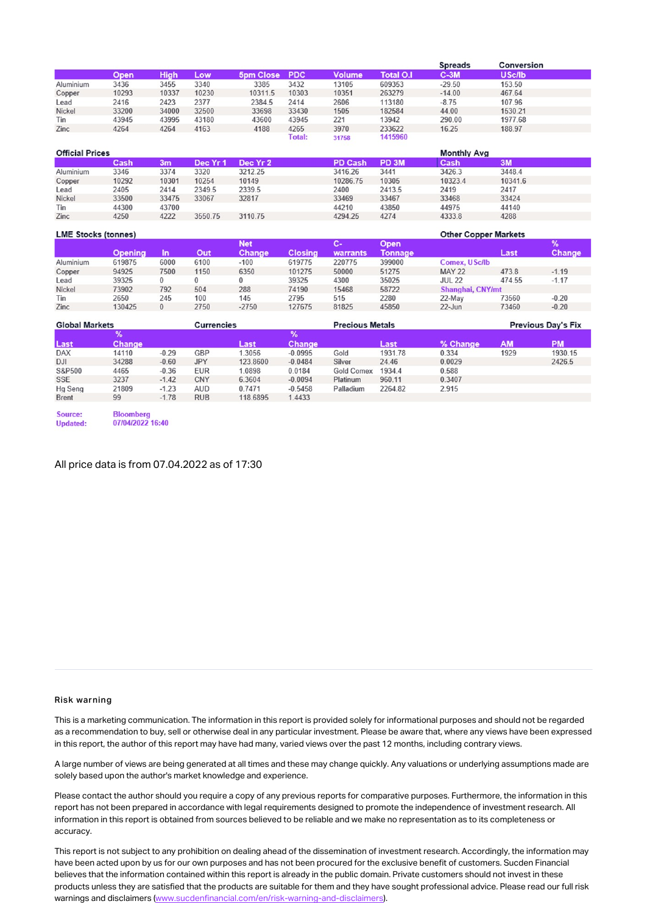| | Open | High | Low | 5pm Close | PDC | Volume | Total O.I | Spreads C-3M | Conversion USc/lb |
|---|---|---|---|---|---|---|---|---|---|
| Aluminium | 3436 | 3455 | 3340 | 3385 | 3432 | 13105 | 609353 | -29.50 | 153.50 |
| Copper | 10293 | 10337 | 10230 | 10311.5 | 10303 | 10351 | 263279 | -14.00 | 467.64 |
| Lead | 2416 | 2423 | 2377 | 2384.5 | 2414 | 2606 | 113180 | -8.75 | 107.96 |
| Nickel | 33200 | 34000 | 32500 | 33698 | 33430 | 1505 | 182584 | 44.00 | 1530.21 |
| Tin | 43945 | 43995 | 43180 | 43600 | 43945 | 221 | 13942 | 290.00 | 1977.68 |
| Zinc | 4264 | 4264 | 4163 | 4188 | 4265 | 3970 | 233622 | 16.25 | 188.97 |
| | | | | | Total: | 31758 | 1415960 | | |

**Official Prices**

| | Cash | 3m | Dec Yr 1 | Dec Yr 2 | PD Cash | PD 3M | Monthly Avg Cash | Monthly Avg 3M |
|---|---|---|---|---|---|---|---|---|
| Aluminium | 3346 | 3374 | 3320 | 3212.25 | 3416.26 | 3441 | 3426.3 | 3448.4 |
| Copper | 10292 | 10301 | 10254 | 10149 | 10286.75 | 10305 | 10323.4 | 10341.6 |
| Lead | 2405 | 2414 | 2349.5 | 2339.5 | 2400 | 2413.5 | 2419 | 2417 |
| Nickel | 33500 | 33475 | 33067 | 32817 | 33469 | 33467 | 33468 | 33424 |
| Tin | 44300 | 43700 | | | 44210 | 43850 | 44975 | 44140 |
| Zinc | 4250 | 4222 | 3550.75 | 3110.75 | 4294.25 | 4274 | 4333.8 | 4288 |

**LME Stocks (tonnes)**

| | Opening | In | Out | Net Change | Closing | C-warrants | Open Tonnage |
|---|---|---|---|---|---|---|---|
| Aluminium | 619875 | 6000 | 6100 | -100 | 619775 | 220775 | 399000 |
| Copper | 94925 | 7500 | 1150 | 6350 | 101275 | 50000 | 51275 |
| Lead | 39325 | 0 | 0 | 0 | 39325 | 4300 | 35025 |
| Nickel | 73902 | 792 | 504 | 288 | 74190 | 15468 | 58722 |
| Tin | 2650 | 245 | 100 | 145 | 2795 | 515 | 2280 |
| Zinc | 130425 | 0 | 2750 | -2750 | 127675 | 81825 | 45850 |

**Other Copper Markets**

| | Last | % Change |
|---|---|---|
| Comex, USc/lb | | |
| MAY 22 | 473.8 | -1.19 |
| JUL 22 | 474.55 | -1.17 |
| Shanghai, CNY/mt | | |
| 22-May | 73560 | -0.20 |
| 22-Jun | 73460 | -0.20 |

**Global Markets**

| | Last | % Change |
|---|---|---|
| DAX | 14110 | -0.29 |
| DJI | 34288 | -0.60 |
| S&P500 | 4465 | -0.36 |
| SSE | 3237 | -1.42 |
| Hg Seng | 21809 | -1.23 |
| Brent | 99 | -1.78 |

**Currencies**

| | Last | % Change |
|---|---|---|
| GBP | 1.3056 | -0.0995 |
| JPY | 123.8600 | -0.0484 |
| EUR | 1.0898 | 0.0184 |
| CNY | 6.3604 | -0.0094 |
| AUD | 0.7471 | -0.5458 |
| RUB | 118.6895 | 1.4433 |

**Precious Metals**

| | Last | % Change | Previous Day's Fix AM | Previous Day's Fix PM |
|---|---|---|---|---|
| Gold | 1931.78 | 0.334 | 1929 | 1930.15 |
| Silver | 24.46 | 0.0029 | | 2426.5 |
| Gold Comex | 1934.4 | 0.588 | | |
| Platinum | 960.11 | 0.3407 | | |
| Palladium | 2264.82 | 2.915 | | |

Source: Bloomberg
Updated: 07/04/2022 16:40

All price data is from 07.04.2022 as of 17:30

## Risk warning

This is a marketing communication. The information in this report is provided solely for informational purposes and should not be regarded as a recommendation to buy, sell or otherwise deal in any particular investment. Please be aware that, where any views have been expressed in this report, the author of this report may have had many, varied views over the past 12 months, including contrary views.

A large number of views are being generated at all times and these may change quickly. Any valuations or underlying assumptions made are solely based upon the author's market knowledge and experience.

Please contact the author should you require a copy of any previous reports for comparative purposes. Furthermore, the information in this report has not been prepared in accordance with legal requirements designed to promote the independence of investment research. All information in this report is obtained from sources believed to be reliable and we make no representation as to its completeness or accuracy.

This report is not subject to any prohibition on dealing ahead of the dissemination of investment research. Accordingly, the information may have been acted upon by us for our own purposes and has not been procured for the exclusive benefit of customers. Sucden Financial believes that the information contained within this report is already in the public domain. Private customers should not invest in these products unless they are satisfied that the products are suitable for them and they have sought professional advice. Please read our full risk warnings and disclaimers (www.sucdenfinancial.com/en/risk-warning-and-disclaimers).